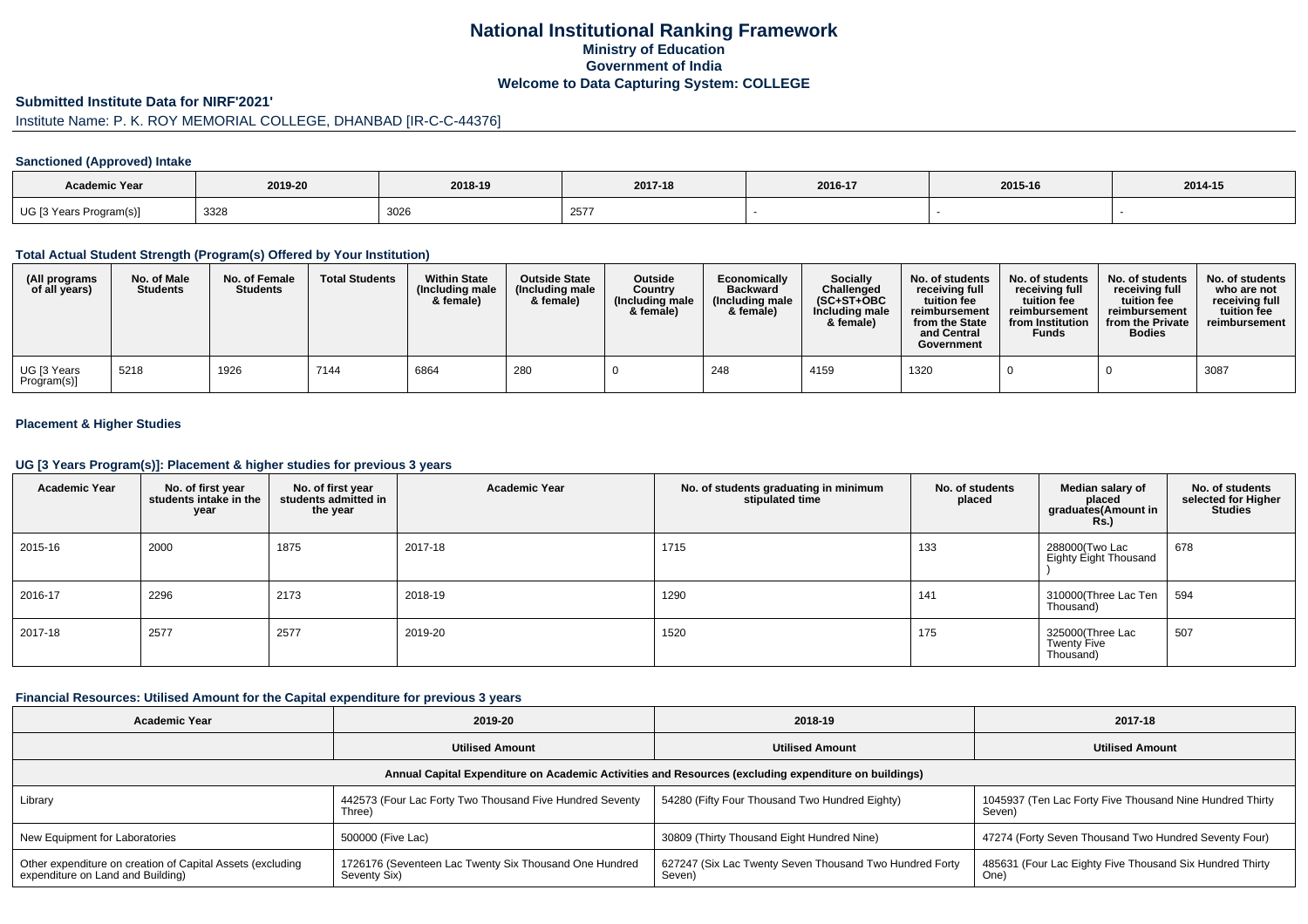# National Institutional Ranking Framework
## Ministry of Education
## Government of India
## Welcome to Data Capturing System: COLLEGE

### Submitted Institute Data for NIRF'2021'

Institute Name: P. K. ROY MEMORIAL COLLEGE, DHANBAD [IR-C-C-44376]

### Sanctioned (Approved) Intake

| Academic Year | 2019-20 | 2018-19 | 2017-18 | 2016-17 | 2015-16 | 2014-15 |
|---|---|---|---|---|---|---|
| UG [3 Years Program(s)] | 3328 | 3026 | 2577 | - | - | - |

### Total Actual Student Strength (Program(s) Offered by Your Institution)

| (All programs of all years) | No. of Male Students | No. of Female Students | Total Students | Within State (Including male & female) | Outside State (Including male & female) | Outside Country (Including male & female) | Economically Backward (Including male & female) | Socially Challenged (SC+ST+OBC Including male & female) | No. of students receiving full tuition fee reimbursement from the State and Central Government | No. of students receiving full tuition fee reimbursement from Institution Funds | No. of students receiving full tuition fee reimbursement from the Private Bodies | No. of students who are not receiving full tuition fee reimbursement |
|---|---|---|---|---|---|---|---|---|---|---|---|---|
| UG [3 Years Program(s)] | 5218 | 1926 | 7144 | 6864 | 280 | 0 | 248 | 4159 | 1320 | 0 | 0 | 3087 |

### Placement & Higher Studies

### UG [3 Years Program(s)]: Placement & higher studies for previous 3 years

| Academic Year | No. of first year students intake in the year | No. of first year students admitted in the year | Academic Year | No. of students graduating in minimum stipulated time | No. of students placed | Median salary of placed graduates(Amount in Rs.) | No. of students selected for Higher Studies |
|---|---|---|---|---|---|---|---|
| 2015-16 | 2000 | 1875 | 2017-18 | 1715 | 133 | 288000(Two Lac Eighty Eight Thousand ) | 678 |
| 2016-17 | 2296 | 2173 | 2018-19 | 1290 | 141 | 310000(Three Lac Ten Thousand) | 594 |
| 2017-18 | 2577 | 2577 | 2019-20 | 1520 | 175 | 325000(Three Lac Twenty Five Thousand) | 507 |

### Financial Resources: Utilised Amount for the Capital expenditure for previous 3 years

| Academic Year | 2019-20 | 2018-19 | 2017-18 |
|---|---|---|---|
| | Utilised Amount | Utilised Amount | Utilised Amount |
| Annual Capital Expenditure on Academic Activities and Resources (excluding expenditure on buildings) | | | |
| Library | 442573 (Four Lac Forty Two Thousand Five Hundred Seventy Three) | 54280 (Fifty Four Thousand Two Hundred Eighty) | 1045937 (Ten Lac Forty Five Thousand Nine Hundred Thirty Seven) |
| New Equipment for Laboratories | 500000 (Five Lac) | 30809 (Thirty Thousand Eight Hundred Nine) | 47274 (Forty Seven Thousand Two Hundred Seventy Four) |
| Other expenditure on creation of Capital Assets (excluding expenditure on Land and Building) | 1726176 (Seventeen Lac Twenty Six Thousand One Hundred Seventy Six) | 627247 (Six Lac Twenty Seven Thousand Two Hundred Forty Seven) | 485631 (Four Lac Eighty Five Thousand Six Hundred Thirty One) |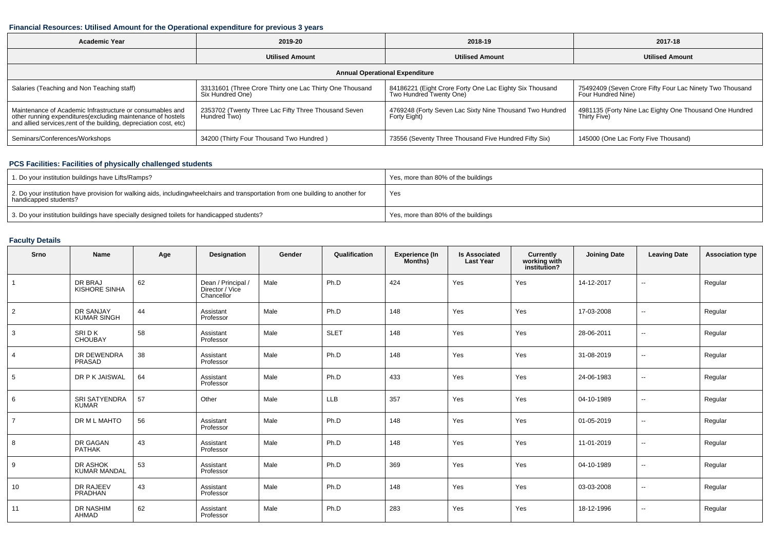### Financial Resources: Utilised Amount for the Operational expenditure for previous 3 years

| Academic Year | 2019-20 | 2018-19 | 2017-18 |
|---|---|---|---|
| | Utilised Amount | Utilised Amount | Utilised Amount |
| **Annual Operational Expenditure** | | | |
| Salaries (Teaching and Non Teaching staff) | 33131601 (Three Crore Thirty one Lac Thirty One Thousand Six Hundred One) | 84186221 (Eight Crore Forty One Lac Eighty Six Thousand Two Hundred Twenty One) | 75492409 (Seven Crore Fifty Four Lac Ninety Two Thousand Four Hundred Nine) |
| Maintenance of Academic Infrastructure or consumables and other running expenditures(excluding maintenance of hostels and allied services,rent of the building, depreciation cost, etc) | 2353702 (Twenty Three Lac Fifty Three Thousand Seven Hundred Two) | 4769248 (Forty Seven Lac Sixty Nine Thousand Two Hundred Forty Eight) | 4981135 (Forty Nine Lac Eighty One Thousand One Hundred Thirty Five) |
| Seminars/Conferences/Workshops | 34200 (Thirty Four Thousand Two Hundred ) | 73556 (Seventy Three Thousand Five Hundred Fifty Six) | 145000 (One Lac Forty Five Thousand) |

### PCS Facilities: Facilities of physically challenged students

| | |
|---|---|
| 1. Do your institution buildings have Lifts/Ramps? | Yes, more than 80% of the buildings |
| 2. Do your institution have provision for walking aids, includingwheelchairs and transportation from one building to another for handicapped students? | Yes |
| 3. Do your institution buildings have specially designed toilets for handicapped students? | Yes, more than 80% of the buildings |

### Faculty Details

| Srno | Name | Age | Designation | Gender | Qualification | Experience (In Months) | Is Associated Last Year | Currently working with institution? | Joining Date | Leaving Date | Association type |
|---|---|---|---|---|---|---|---|---|---|---|---|
| 1 | DR BRAJ KISHORE SINHA | 62 | Dean / Principal / Director / Vice Chancellor | Male | Ph.D | 424 | Yes | Yes | 14-12-2017 | -- | Regular |
| 2 | DR SANJAY KUMAR SINGH | 44 | Assistant Professor | Male | Ph.D | 148 | Yes | Yes | 17-03-2008 | -- | Regular |
| 3 | SRI D K CHOUBAY | 58 | Assistant Professor | Male | SLET | 148 | Yes | Yes | 28-06-2011 | -- | Regular |
| 4 | DR DEWENDRA PRASAD | 38 | Assistant Professor | Male | Ph.D | 148 | Yes | Yes | 31-08-2019 | -- | Regular |
| 5 | DR P K JAISWAL | 64 | Assistant Professor | Male | Ph.D | 433 | Yes | Yes | 24-06-1983 | -- | Regular |
| 6 | SRI SATYENDRA KUMAR | 57 | Other | Male | LLB | 357 | Yes | Yes | 04-10-1989 | -- | Regular |
| 7 | DR M L MAHTO | 56 | Assistant Professor | Male | Ph.D | 148 | Yes | Yes | 01-05-2019 | -- | Regular |
| 8 | DR GAGAN PATHAK | 43 | Assistant Professor | Male | Ph.D | 148 | Yes | Yes | 11-01-2019 | -- | Regular |
| 9 | DR ASHOK KUMAR MANDAL | 53 | Assistant Professor | Male | Ph.D | 369 | Yes | Yes | 04-10-1989 | -- | Regular |
| 10 | DR RAJEEV PRADHAN | 43 | Assistant Professor | Male | Ph.D | 148 | Yes | Yes | 03-03-2008 | -- | Regular |
| 11 | DR NASHIM AHMAD | 62 | Assistant Professor | Male | Ph.D | 283 | Yes | Yes | 18-12-1996 | -- | Regular |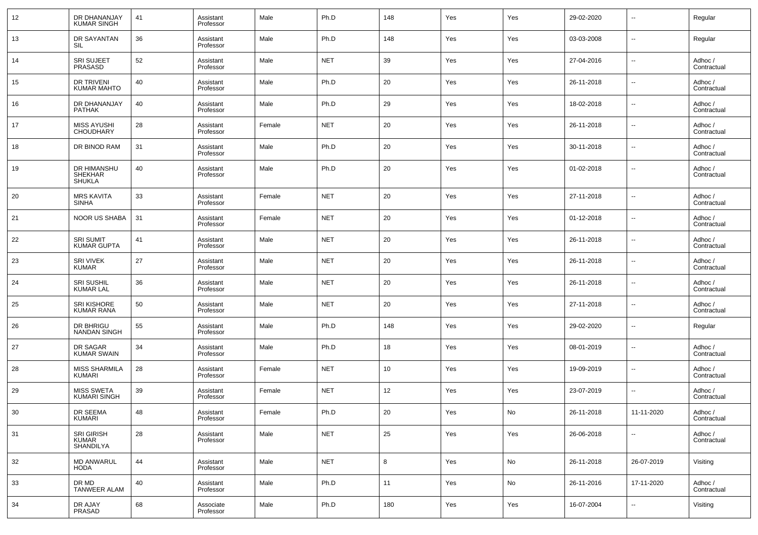| 12 | DR DHANANJAY KUMAR SINGH | 41 | Assistant Professor | Male | Ph.D | 148 | Yes | Yes | 29-02-2020 | -- | Regular |
|---|---|---|---|---|---|---|---|---|---|---|---|
| 13 | DR SAYANTAN SIL | 36 | Assistant Professor | Male | Ph.D | 148 | Yes | Yes | 03-03-2008 | -- | Regular |
| 14 | SRI SUJEET PRASASD | 52 | Assistant Professor | Male | NET | 39 | Yes | Yes | 27-04-2016 | -- | Adhoc / Contractual |
| 15 | DR TRIVENI KUMAR MAHTO | 40 | Assistant Professor | Male | Ph.D | 20 | Yes | Yes | 26-11-2018 | -- | Adhoc / Contractual |
| 16 | DR DHANANJAY PATHAK | 40 | Assistant Professor | Male | Ph.D | 29 | Yes | Yes | 18-02-2018 | -- | Adhoc / Contractual |
| 17 | MISS AYUSHI CHOUDHARY | 28 | Assistant Professor | Female | NET | 20 | Yes | Yes | 26-11-2018 | -- | Adhoc / Contractual |
| 18 | DR BINOD RAM | 31 | Assistant Professor | Male | Ph.D | 20 | Yes | Yes | 30-11-2018 | -- | Adhoc / Contractual |
| 19 | DR HIMANSHU SHEKHAR SHUKLA | 40 | Assistant Professor | Male | Ph.D | 20 | Yes | Yes | 01-02-2018 | -- | Adhoc / Contractual |
| 20 | MRS KAVITA SINHA | 33 | Assistant Professor | Female | NET | 20 | Yes | Yes | 27-11-2018 | -- | Adhoc / Contractual |
| 21 | NOOR US SHABA | 31 | Assistant Professor | Female | NET | 20 | Yes | Yes | 01-12-2018 | -- | Adhoc / Contractual |
| 22 | SRI SUMIT KUMAR GUPTA | 41 | Assistant Professor | Male | NET | 20 | Yes | Yes | 26-11-2018 | -- | Adhoc / Contractual |
| 23 | SRI VIVEK KUMAR | 27 | Assistant Professor | Male | NET | 20 | Yes | Yes | 26-11-2018 | -- | Adhoc / Contractual |
| 24 | SRI SUSHIL KUMAR LAL | 36 | Assistant Professor | Male | NET | 20 | Yes | Yes | 26-11-2018 | -- | Adhoc / Contractual |
| 25 | SRI KISHORE KUMAR RANA | 50 | Assistant Professor | Male | NET | 20 | Yes | Yes | 27-11-2018 | -- | Adhoc / Contractual |
| 26 | DR BHRIGU NANDAN SINGH | 55 | Assistant Professor | Male | Ph.D | 148 | Yes | Yes | 29-02-2020 | -- | Regular |
| 27 | DR SAGAR KUMAR SWAIN | 34 | Assistant Professor | Male | Ph.D | 18 | Yes | Yes | 08-01-2019 | -- | Adhoc / Contractual |
| 28 | MISS SHARMILA KUMARI | 28 | Assistant Professor | Female | NET | 10 | Yes | Yes | 19-09-2019 | -- | Adhoc / Contractual |
| 29 | MISS SWETA KUMARI SINGH | 39 | Assistant Professor | Female | NET | 12 | Yes | Yes | 23-07-2019 | -- | Adhoc / Contractual |
| 30 | DR SEEMA KUMARI | 48 | Assistant Professor | Female | Ph.D | 20 | Yes | No | 26-11-2018 | 11-11-2020 | Adhoc / Contractual |
| 31 | SRI GIRISH KUMAR SHANDILYA | 28 | Assistant Professor | Male | NET | 25 | Yes | Yes | 26-06-2018 | -- | Adhoc / Contractual |
| 32 | MD ANWARUL HODA | 44 | Assistant Professor | Male | NET | 8 | Yes | No | 26-11-2018 | 26-07-2019 | Visiting |
| 33 | DR MD TANWEER ALAM | 40 | Assistant Professor | Male | Ph.D | 11 | Yes | No | 26-11-2016 | 17-11-2020 | Adhoc / Contractual |
| 34 | DR AJAY PRASAD | 68 | Associate Professor | Male | Ph.D | 180 | Yes | Yes | 16-07-2004 | -- | Visiting |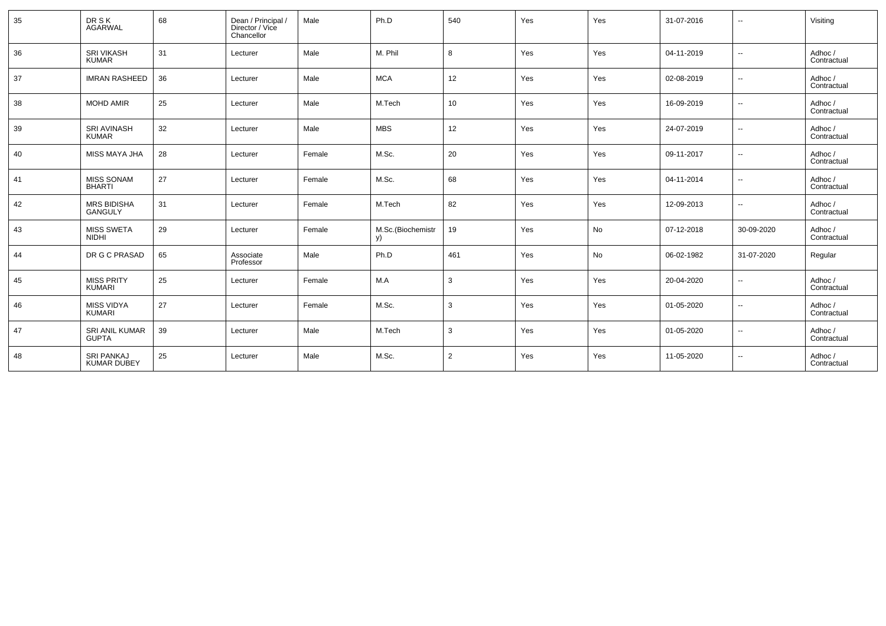| | | | | | | | | | | | |
|---|---|---|---|---|---|---|---|---|---|---|---|
| 35 | DR S K AGARWAL | 68 | Dean / Principal / Director / Vice Chancellor | Male | Ph.D | 540 | Yes | Yes | 31-07-2016 | -- | Visiting |
| 36 | SRI VIKASH KUMAR | 31 | Lecturer | Male | M. Phil | 8 | Yes | Yes | 04-11-2019 | -- | Adhoc / Contractual |
| 37 | IMRAN RASHEED | 36 | Lecturer | Male | MCA | 12 | Yes | Yes | 02-08-2019 | -- | Adhoc / Contractual |
| 38 | MOHD AMIR | 25 | Lecturer | Male | M.Tech | 10 | Yes | Yes | 16-09-2019 | -- | Adhoc / Contractual |
| 39 | SRI AVINASH KUMAR | 32 | Lecturer | Male | MBS | 12 | Yes | Yes | 24-07-2019 | -- | Adhoc / Contractual |
| 40 | MISS MAYA JHA | 28 | Lecturer | Female | M.Sc. | 20 | Yes | Yes | 09-11-2017 | -- | Adhoc / Contractual |
| 41 | MISS SONAM BHARTI | 27 | Lecturer | Female | M.Sc. | 68 | Yes | Yes | 04-11-2014 | -- | Adhoc / Contractual |
| 42 | MRS BIDISHA GANGULY | 31 | Lecturer | Female | M.Tech | 82 | Yes | Yes | 12-09-2013 | -- | Adhoc / Contractual |
| 43 | MISS SWETA NIDHI | 29 | Lecturer | Female | M.Sc.(Biochemistry) | 19 | Yes | No | 07-12-2018 | 30-09-2020 | Adhoc / Contractual |
| 44 | DR G C PRASAD | 65 | Associate Professor | Male | Ph.D | 461 | Yes | No | 06-02-1982 | 31-07-2020 | Regular |
| 45 | MISS PRITY KUMARI | 25 | Lecturer | Female | M.A | 3 | Yes | Yes | 20-04-2020 | -- | Adhoc / Contractual |
| 46 | MISS VIDYA KUMARI | 27 | Lecturer | Female | M.Sc. | 3 | Yes | Yes | 01-05-2020 | -- | Adhoc / Contractual |
| 47 | SRI ANIL KUMAR GUPTA | 39 | Lecturer | Male | M.Tech | 3 | Yes | Yes | 01-05-2020 | -- | Adhoc / Contractual |
| 48 | SRI PANKAJ KUMAR DUBEY | 25 | Lecturer | Male | M.Sc. | 2 | Yes | Yes | 11-05-2020 | -- | Adhoc / Contractual |